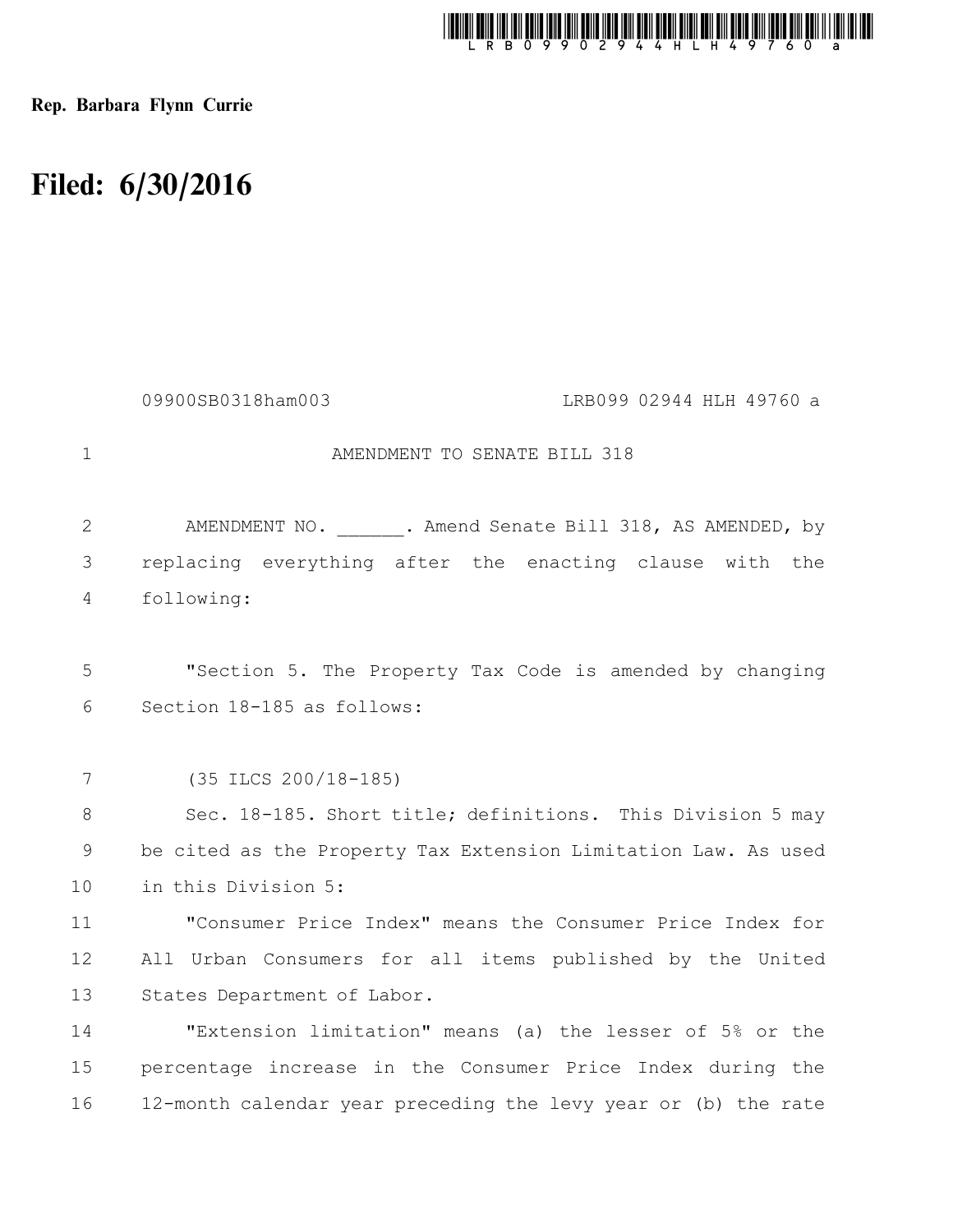Rep. Barbara Flynn Currie

# Filed: 6/30/2016

09900SB0318ham003 LRB099 02944 HLH 49760 a

AMENDMENT TO SENATE BILL 318

AMENDMENT NO. ______. Amend Senate Bill 318, AS AMENDED, by replacing everything after the enacting clause with the following:

"Section 5. The Property Tax Code is amended by changing Section 18-185 as follows:

(35 ILCS 200/18-185)

Sec. 18-185. Short title; definitions. This Division 5 may be cited as the Property Tax Extension Limitation Law. As used in this Division 5:

"Consumer Price Index" means the Consumer Price Index for All Urban Consumers for all items published by the United States Department of Labor.

"Extension limitation" means (a) the lesser of 5% or the percentage increase in the Consumer Price Index during the 12-month calendar year preceding the levy year or (b) the rate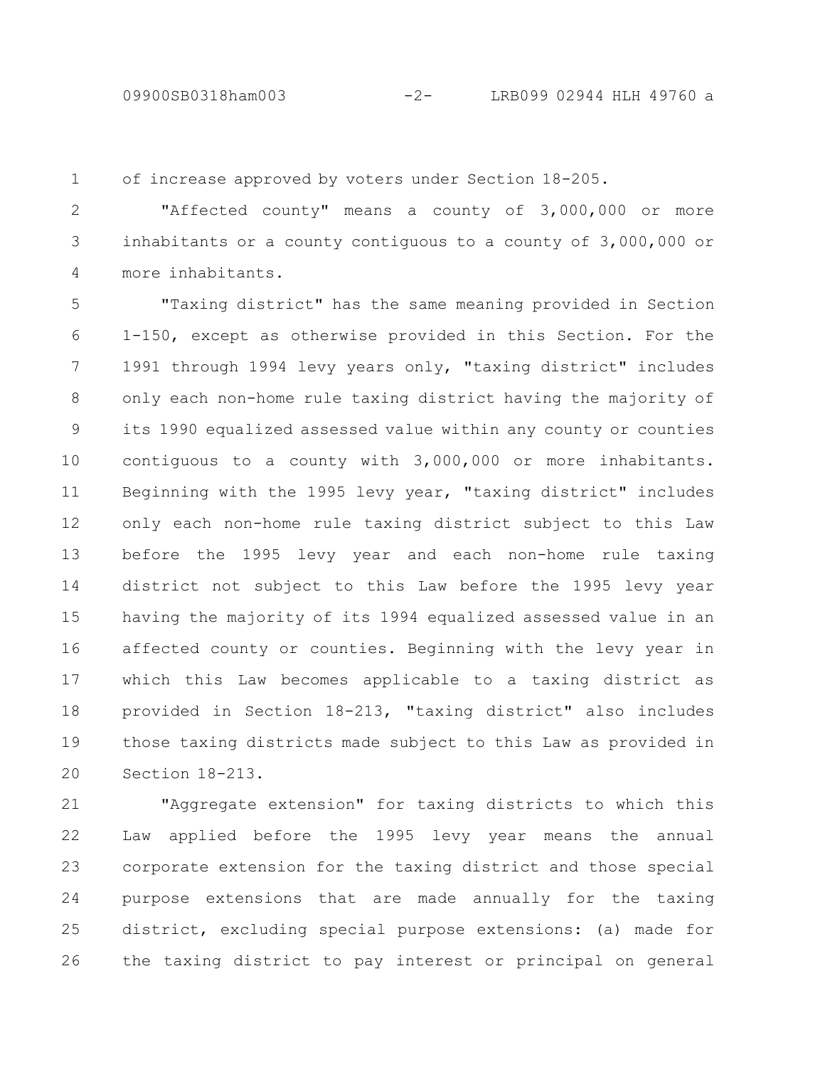of increase approved by voters under Section 18-205.

"Affected county" means a county of 3,000,000 or more inhabitants or a county contiguous to a county of 3,000,000 or more inhabitants.

"Taxing district" has the same meaning provided in Section 1-150, except as otherwise provided in this Section. For the 1991 through 1994 levy years only, "taxing district" includes only each non-home rule taxing district having the majority of its 1990 equalized assessed value within any county or counties contiguous to a county with 3,000,000 or more inhabitants. Beginning with the 1995 levy year, "taxing district" includes only each non-home rule taxing district subject to this Law before the 1995 levy year and each non-home rule taxing district not subject to this Law before the 1995 levy year having the majority of its 1994 equalized assessed value in an affected county or counties. Beginning with the levy year in which this Law becomes applicable to a taxing district as provided in Section 18-213, "taxing district" also includes those taxing districts made subject to this Law as provided in Section 18-213.

"Aggregate extension" for taxing districts to which this Law applied before the 1995 levy year means the annual corporate extension for the taxing district and those special purpose extensions that are made annually for the taxing district, excluding special purpose extensions: (a) made for the taxing district to pay interest or principal on general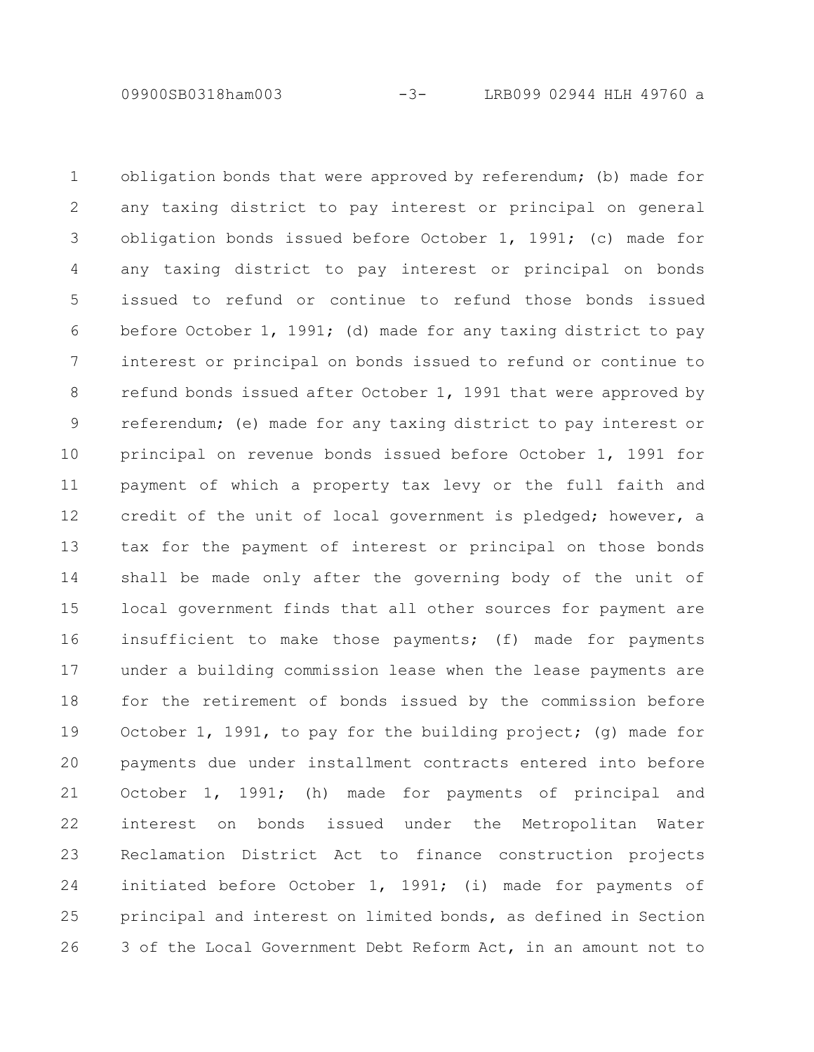obligation bonds that were approved by referendum; (b) made for any taxing district to pay interest or principal on general obligation bonds issued before October 1, 1991; (c) made for any taxing district to pay interest or principal on bonds issued to refund or continue to refund those bonds issued before October 1, 1991; (d) made for any taxing district to pay interest or principal on bonds issued to refund or continue to refund bonds issued after October 1, 1991 that were approved by referendum; (e) made for any taxing district to pay interest or principal on revenue bonds issued before October 1, 1991 for payment of which a property tax levy or the full faith and credit of the unit of local government is pledged; however, a tax for the payment of interest or principal on those bonds shall be made only after the governing body of the unit of local government finds that all other sources for payment are insufficient to make those payments; (f) made for payments under a building commission lease when the lease payments are for the retirement of bonds issued by the commission before October 1, 1991, to pay for the building project; (g) made for payments due under installment contracts entered into before October 1, 1991; (h) made for payments of principal and interest on bonds issued under the Metropolitan Water Reclamation District Act to finance construction projects initiated before October 1, 1991; (i) made for payments of principal and interest on limited bonds, as defined in Section 3 of the Local Government Debt Reform Act, in an amount not to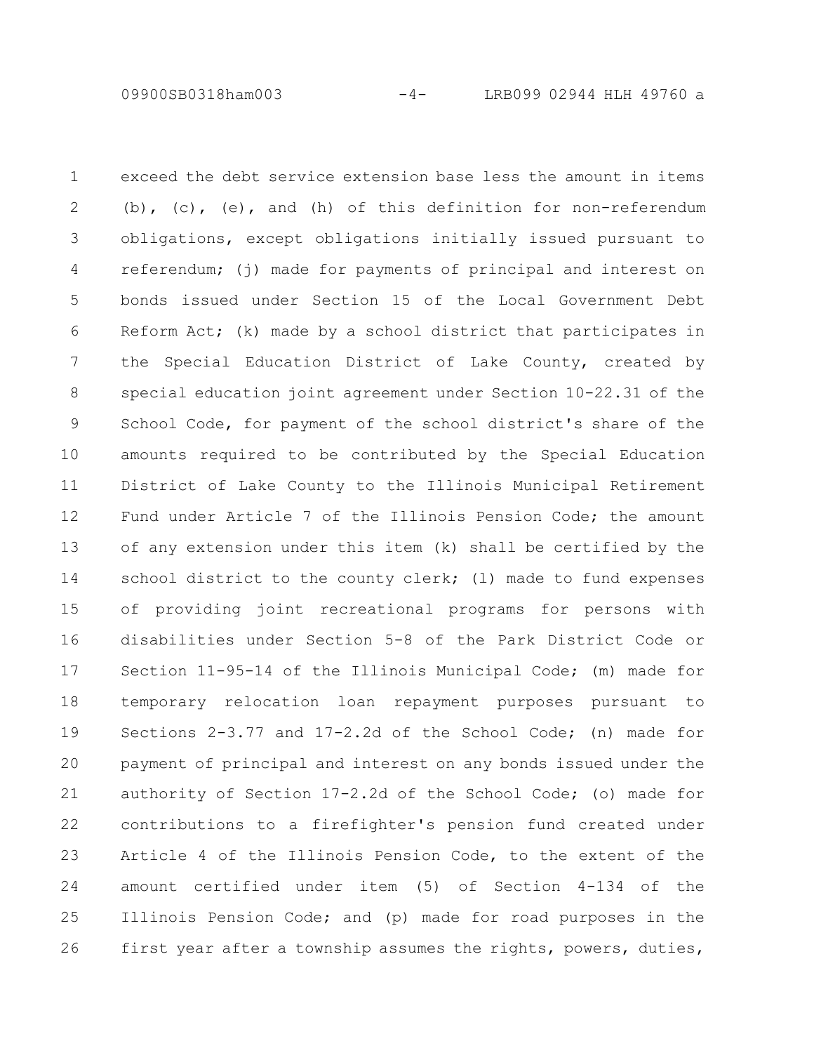exceed the debt service extension base less the amount in items (b), (c), (e), and (h) of this definition for non-referendum obligations, except obligations initially issued pursuant to referendum; (j) made for payments of principal and interest on bonds issued under Section 15 of the Local Government Debt Reform Act; (k) made by a school district that participates in the Special Education District of Lake County, created by special education joint agreement under Section 10-22.31 of the School Code, for payment of the school district's share of the amounts required to be contributed by the Special Education District of Lake County to the Illinois Municipal Retirement Fund under Article 7 of the Illinois Pension Code; the amount of any extension under this item (k) shall be certified by the school district to the county clerk; (l) made to fund expenses of providing joint recreational programs for persons with disabilities under Section 5-8 of the Park District Code or Section 11-95-14 of the Illinois Municipal Code; (m) made for temporary relocation loan repayment purposes pursuant to Sections 2-3.77 and 17-2.2d of the School Code; (n) made for payment of principal and interest on any bonds issued under the authority of Section 17-2.2d of the School Code; (o) made for contributions to a firefighter's pension fund created under Article 4 of the Illinois Pension Code, to the extent of the amount certified under item (5) of Section 4-134 of the Illinois Pension Code; and (p) made for road purposes in the first year after a township assumes the rights, powers, duties,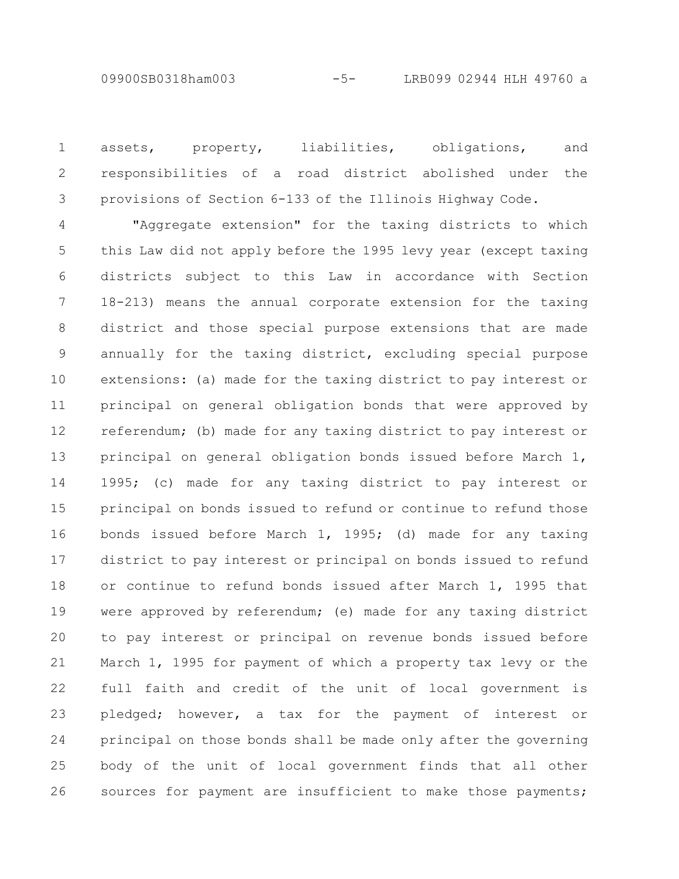assets, property, liabilities, obligations, and responsibilities of a road district abolished under the provisions of Section 6-133 of the Illinois Highway Code.

"Aggregate extension" for the taxing districts to which this Law did not apply before the 1995 levy year (except taxing districts subject to this Law in accordance with Section 18-213) means the annual corporate extension for the taxing district and those special purpose extensions that are made annually for the taxing district, excluding special purpose extensions: (a) made for the taxing district to pay interest or principal on general obligation bonds that were approved by referendum; (b) made for any taxing district to pay interest or principal on general obligation bonds issued before March 1, 1995; (c) made for any taxing district to pay interest or principal on bonds issued to refund or continue to refund those bonds issued before March 1, 1995; (d) made for any taxing district to pay interest or principal on bonds issued to refund or continue to refund bonds issued after March 1, 1995 that were approved by referendum; (e) made for any taxing district to pay interest or principal on revenue bonds issued before March 1, 1995 for payment of which a property tax levy or the full faith and credit of the unit of local government is pledged; however, a tax for the payment of interest or principal on those bonds shall be made only after the governing body of the unit of local government finds that all other sources for payment are insufficient to make those payments;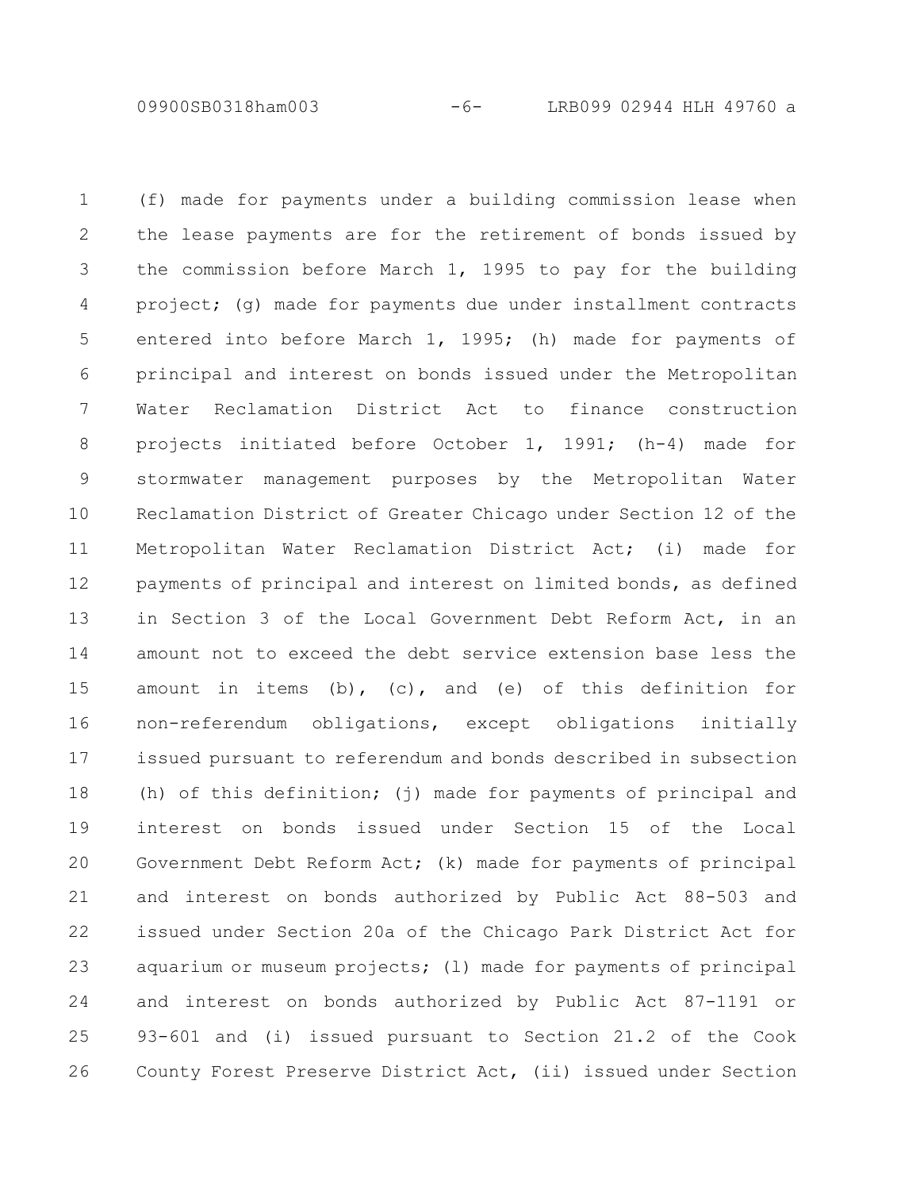(f) made for payments under a building commission lease when the lease payments are for the retirement of bonds issued by the commission before March 1, 1995 to pay for the building project; (g) made for payments due under installment contracts entered into before March 1, 1995; (h) made for payments of principal and interest on bonds issued under the Metropolitan Water Reclamation District Act to finance construction projects initiated before October 1, 1991; (h-4) made for stormwater management purposes by the Metropolitan Water Reclamation District of Greater Chicago under Section 12 of the Metropolitan Water Reclamation District Act; (i) made for payments of principal and interest on limited bonds, as defined in Section 3 of the Local Government Debt Reform Act, in an amount not to exceed the debt service extension base less the amount in items (b), (c), and (e) of this definition for non-referendum obligations, except obligations initially issued pursuant to referendum and bonds described in subsection (h) of this definition; (j) made for payments of principal and interest on bonds issued under Section 15 of the Local Government Debt Reform Act; (k) made for payments of principal and interest on bonds authorized by Public Act 88-503 and issued under Section 20a of the Chicago Park District Act for aquarium or museum projects; (l) made for payments of principal and interest on bonds authorized by Public Act 87-1191 or 93-601 and (i) issued pursuant to Section 21.2 of the Cook County Forest Preserve District Act, (ii) issued under Section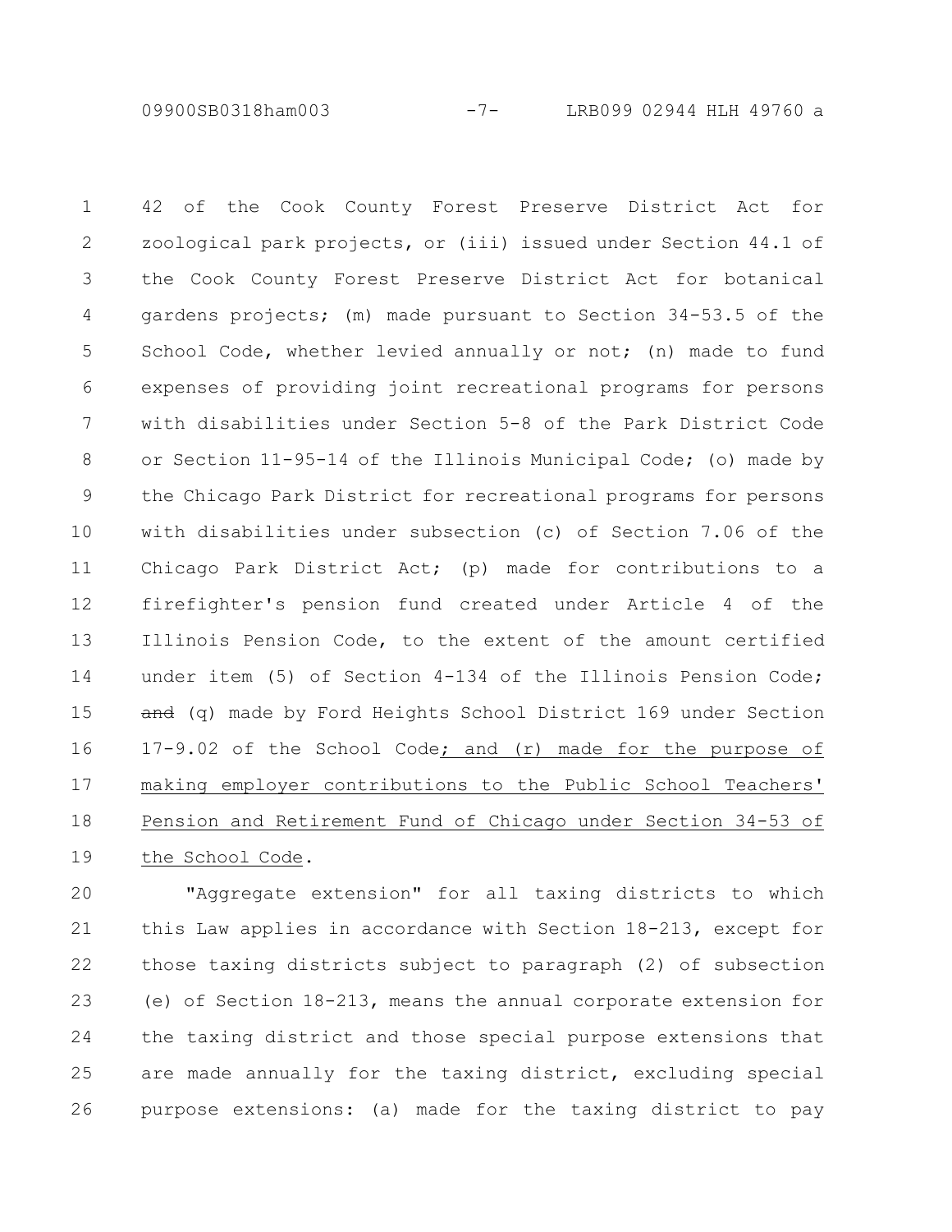42 of the Cook County Forest Preserve District Act for zoological park projects, or (iii) issued under Section 44.1 of the Cook County Forest Preserve District Act for botanical gardens projects; (m) made pursuant to Section 34-53.5 of the School Code, whether levied annually or not; (n) made to fund expenses of providing joint recreational programs for persons with disabilities under Section 5-8 of the Park District Code or Section 11-95-14 of the Illinois Municipal Code; (o) made by the Chicago Park District for recreational programs for persons with disabilities under subsection (c) of Section 7.06 of the Chicago Park District Act; (p) made for contributions to a firefighter's pension fund created under Article 4 of the Illinois Pension Code, to the extent of the amount certified under item (5) of Section 4-134 of the Illinois Pension Code; ~~and~~ (q) made by Ford Heights School District 169 under Section 17-9.02 of the School Code; and (r) made for the purpose of making employer contributions to the Public School Teachers' Pension and Retirement Fund of Chicago under Section 34-53 of the School Code.

"Aggregate extension" for all taxing districts to which this Law applies in accordance with Section 18-213, except for those taxing districts subject to paragraph (2) of subsection (e) of Section 18-213, means the annual corporate extension for the taxing district and those special purpose extensions that are made annually for the taxing district, excluding special purpose extensions: (a) made for the taxing district to pay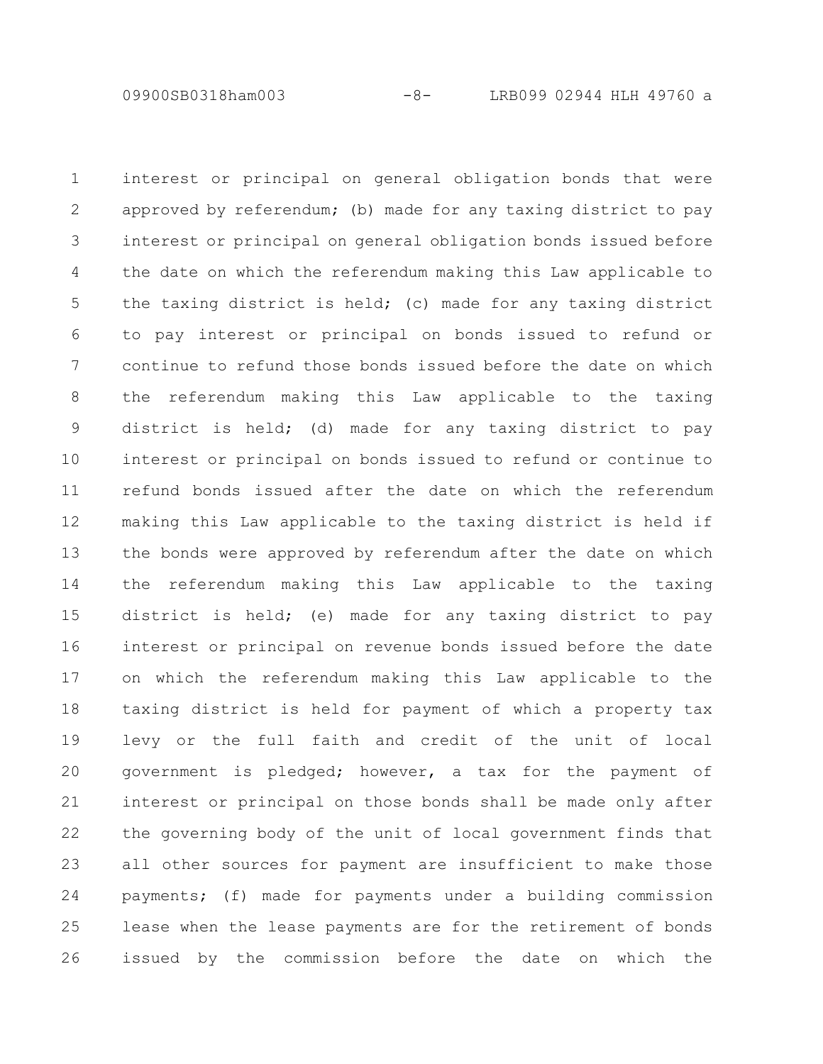interest or principal on general obligation bonds that were approved by referendum; (b) made for any taxing district to pay interest or principal on general obligation bonds issued before the date on which the referendum making this Law applicable to the taxing district is held; (c) made for any taxing district to pay interest or principal on bonds issued to refund or continue to refund those bonds issued before the date on which the referendum making this Law applicable to the taxing district is held; (d) made for any taxing district to pay interest or principal on bonds issued to refund or continue to refund bonds issued after the date on which the referendum making this Law applicable to the taxing district is held if the bonds were approved by referendum after the date on which the referendum making this Law applicable to the taxing district is held; (e) made for any taxing district to pay interest or principal on revenue bonds issued before the date on which the referendum making this Law applicable to the taxing district is held for payment of which a property tax levy or the full faith and credit of the unit of local government is pledged; however, a tax for the payment of interest or principal on those bonds shall be made only after the governing body of the unit of local government finds that all other sources for payment are insufficient to make those payments; (f) made for payments under a building commission lease when the lease payments are for the retirement of bonds issued by the commission before the date on which the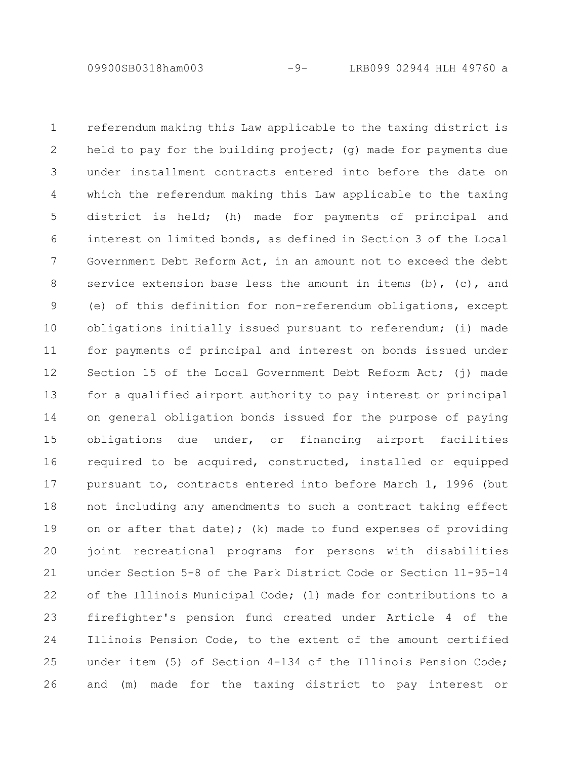referendum making this Law applicable to the taxing district is held to pay for the building project; (g) made for payments due under installment contracts entered into before the date on which the referendum making this Law applicable to the taxing district is held; (h) made for payments of principal and interest on limited bonds, as defined in Section 3 of the Local Government Debt Reform Act, in an amount not to exceed the debt service extension base less the amount in items (b), (c), and (e) of this definition for non-referendum obligations, except obligations initially issued pursuant to referendum; (i) made for payments of principal and interest on bonds issued under Section 15 of the Local Government Debt Reform Act; (j) made for a qualified airport authority to pay interest or principal on general obligation bonds issued for the purpose of paying obligations due under, or financing airport facilities required to be acquired, constructed, installed or equipped pursuant to, contracts entered into before March 1, 1996 (but not including any amendments to such a contract taking effect on or after that date); (k) made to fund expenses of providing joint recreational programs for persons with disabilities under Section 5-8 of the Park District Code or Section 11-95-14 of the Illinois Municipal Code; (l) made for contributions to a firefighter's pension fund created under Article 4 of the Illinois Pension Code, to the extent of the amount certified under item (5) of Section 4-134 of the Illinois Pension Code; and (m) made for the taxing district to pay interest or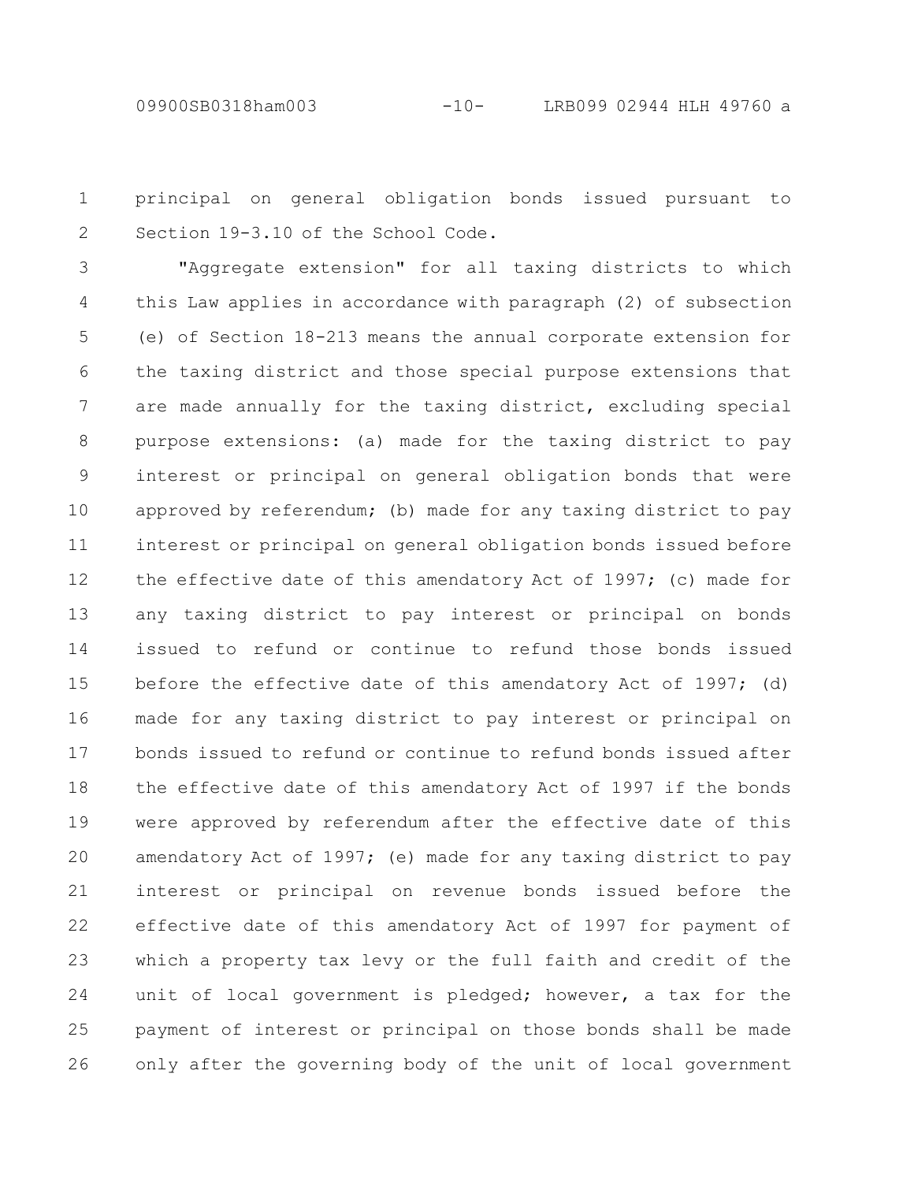principal on general obligation bonds issued pursuant to Section 19-3.10 of the School Code.

"Aggregate extension" for all taxing districts to which this Law applies in accordance with paragraph (2) of subsection (e) of Section 18-213 means the annual corporate extension for the taxing district and those special purpose extensions that are made annually for the taxing district, excluding special purpose extensions: (a) made for the taxing district to pay interest or principal on general obligation bonds that were approved by referendum; (b) made for any taxing district to pay interest or principal on general obligation bonds issued before the effective date of this amendatory Act of 1997; (c) made for any taxing district to pay interest or principal on bonds issued to refund or continue to refund those bonds issued before the effective date of this amendatory Act of 1997; (d) made for any taxing district to pay interest or principal on bonds issued to refund or continue to refund bonds issued after the effective date of this amendatory Act of 1997 if the bonds were approved by referendum after the effective date of this amendatory Act of 1997; (e) made for any taxing district to pay interest or principal on revenue bonds issued before the effective date of this amendatory Act of 1997 for payment of which a property tax levy or the full faith and credit of the unit of local government is pledged; however, a tax for the payment of interest or principal on those bonds shall be made only after the governing body of the unit of local government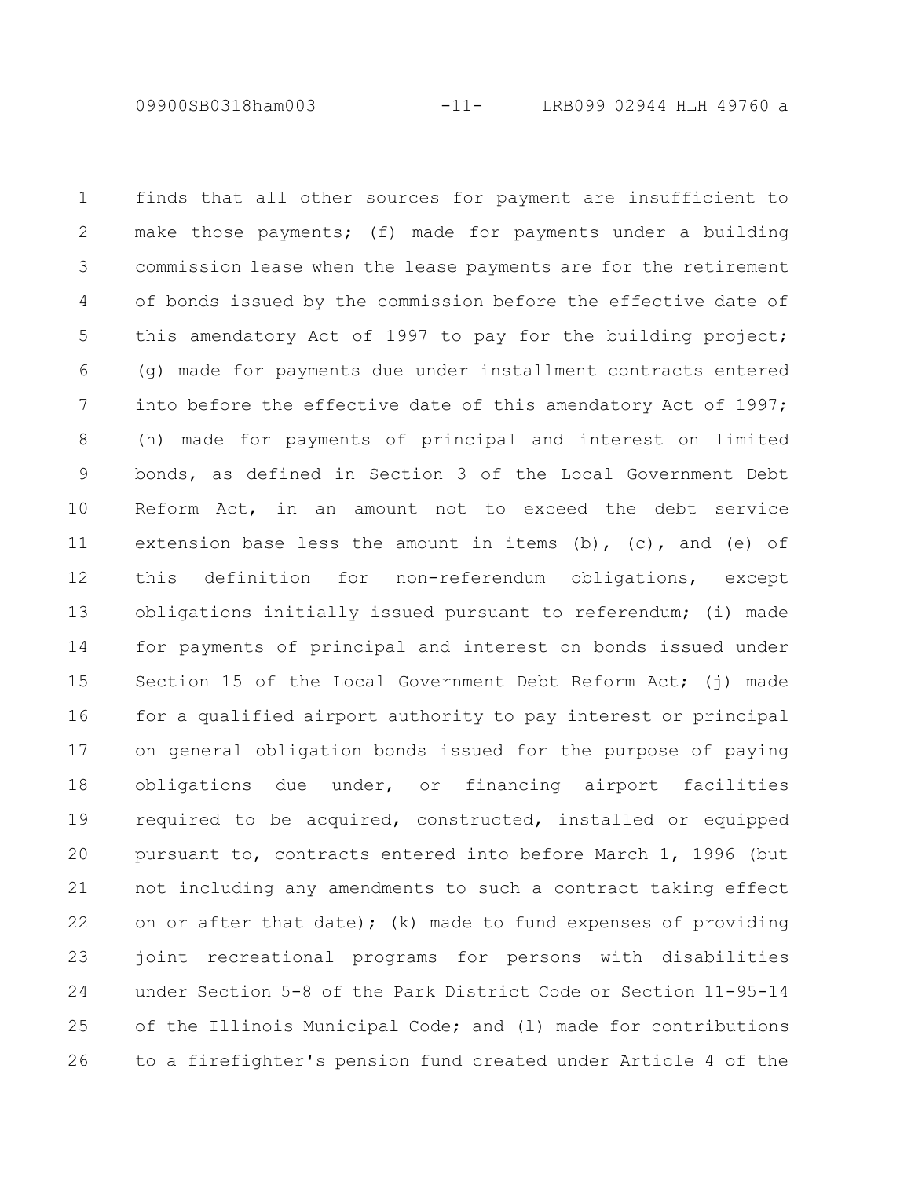finds that all other sources for payment are insufficient to make those payments; (f) made for payments under a building commission lease when the lease payments are for the retirement of bonds issued by the commission before the effective date of this amendatory Act of 1997 to pay for the building project; (g) made for payments due under installment contracts entered into before the effective date of this amendatory Act of 1997; (h) made for payments of principal and interest on limited bonds, as defined in Section 3 of the Local Government Debt Reform Act, in an amount not to exceed the debt service extension base less the amount in items (b), (c), and (e) of this definition for non-referendum obligations, except obligations initially issued pursuant to referendum; (i) made for payments of principal and interest on bonds issued under Section 15 of the Local Government Debt Reform Act; (j) made for a qualified airport authority to pay interest or principal on general obligation bonds issued for the purpose of paying obligations due under, or financing airport facilities required to be acquired, constructed, installed or equipped pursuant to, contracts entered into before March 1, 1996 (but not including any amendments to such a contract taking effect on or after that date); (k) made to fund expenses of providing joint recreational programs for persons with disabilities under Section 5-8 of the Park District Code or Section 11-95-14 of the Illinois Municipal Code; and (l) made for contributions to a firefighter's pension fund created under Article 4 of the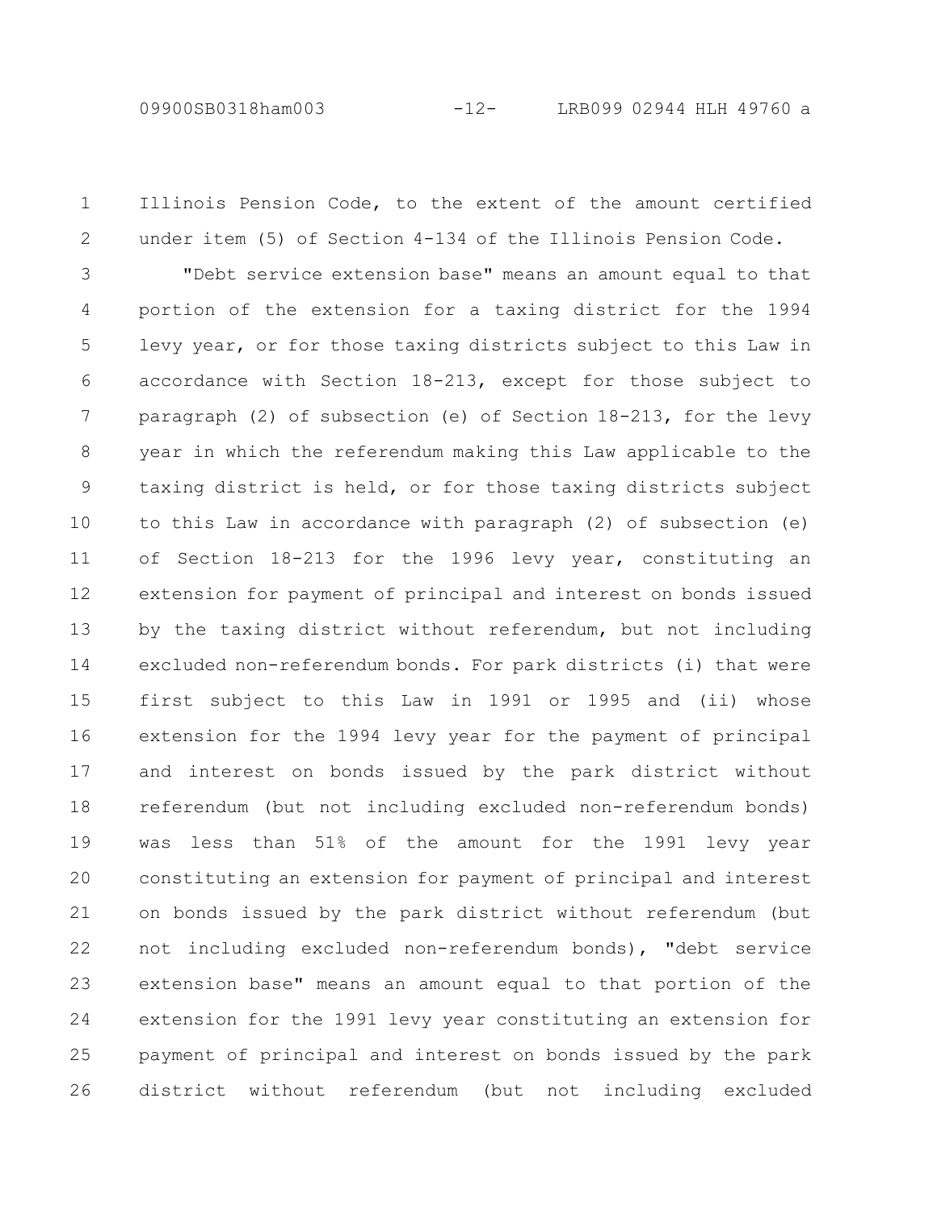Illinois Pension Code, to the extent of the amount certified under item (5) of Section 4-134 of the Illinois Pension Code.

"Debt service extension base" means an amount equal to that portion of the extension for a taxing district for the 1994 levy year, or for those taxing districts subject to this Law in accordance with Section 18-213, except for those subject to paragraph (2) of subsection (e) of Section 18-213, for the levy year in which the referendum making this Law applicable to the taxing district is held, or for those taxing districts subject to this Law in accordance with paragraph (2) of subsection (e) of Section 18-213 for the 1996 levy year, constituting an extension for payment of principal and interest on bonds issued by the taxing district without referendum, but not including excluded non-referendum bonds. For park districts (i) that were first subject to this Law in 1991 or 1995 and (ii) whose extension for the 1994 levy year for the payment of principal and interest on bonds issued by the park district without referendum (but not including excluded non-referendum bonds) was less than 51% of the amount for the 1991 levy year constituting an extension for payment of principal and interest on bonds issued by the park district without referendum (but not including excluded non-referendum bonds), "debt service extension base" means an amount equal to that portion of the extension for the 1991 levy year constituting an extension for payment of principal and interest on bonds issued by the park district without referendum (but not including excluded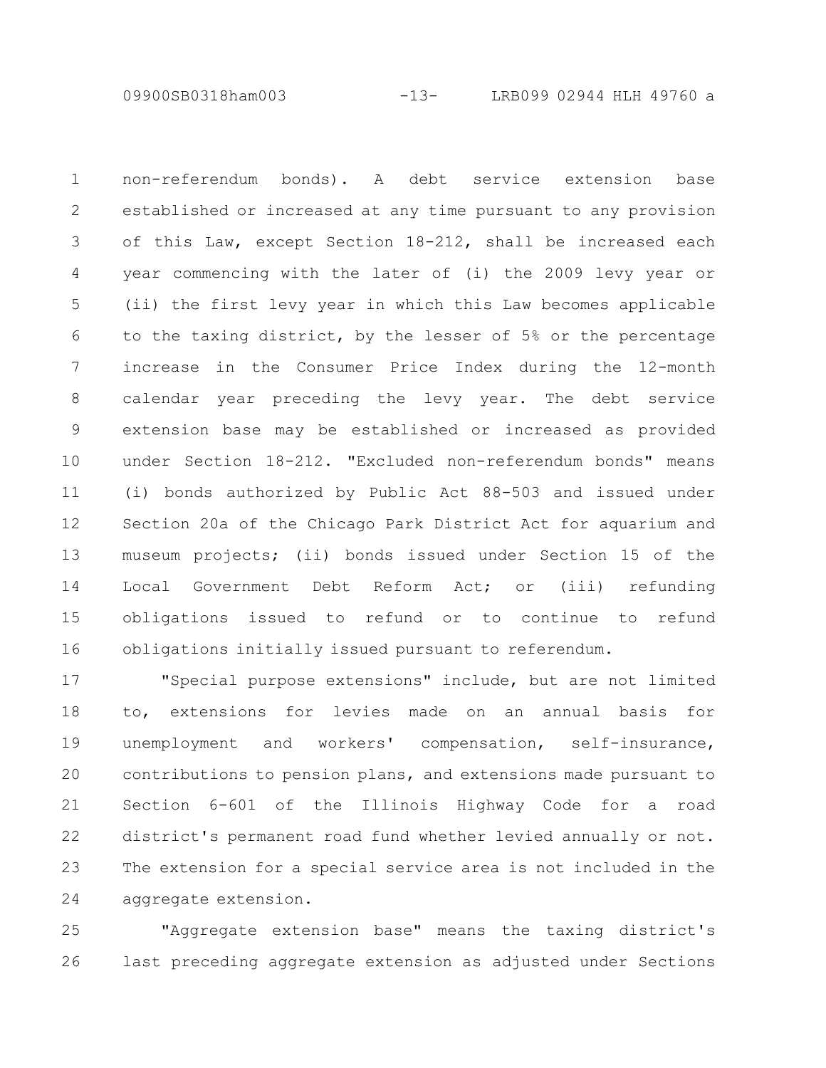non-referendum bonds). A debt service extension base established or increased at any time pursuant to any provision of this Law, except Section 18-212, shall be increased each year commencing with the later of (i) the 2009 levy year or (ii) the first levy year in which this Law becomes applicable to the taxing district, by the lesser of 5% or the percentage increase in the Consumer Price Index during the 12-month calendar year preceding the levy year. The debt service extension base may be established or increased as provided under Section 18-212. "Excluded non-referendum bonds" means (i) bonds authorized by Public Act 88-503 and issued under Section 20a of the Chicago Park District Act for aquarium and museum projects; (ii) bonds issued under Section 15 of the Local Government Debt Reform Act; or (iii) refunding obligations issued to refund or to continue to refund obligations initially issued pursuant to referendum.

"Special purpose extensions" include, but are not limited to, extensions for levies made on an annual basis for unemployment and workers' compensation, self-insurance, contributions to pension plans, and extensions made pursuant to Section 6-601 of the Illinois Highway Code for a road district's permanent road fund whether levied annually or not. The extension for a special service area is not included in the aggregate extension.

"Aggregate extension base" means the taxing district's last preceding aggregate extension as adjusted under Sections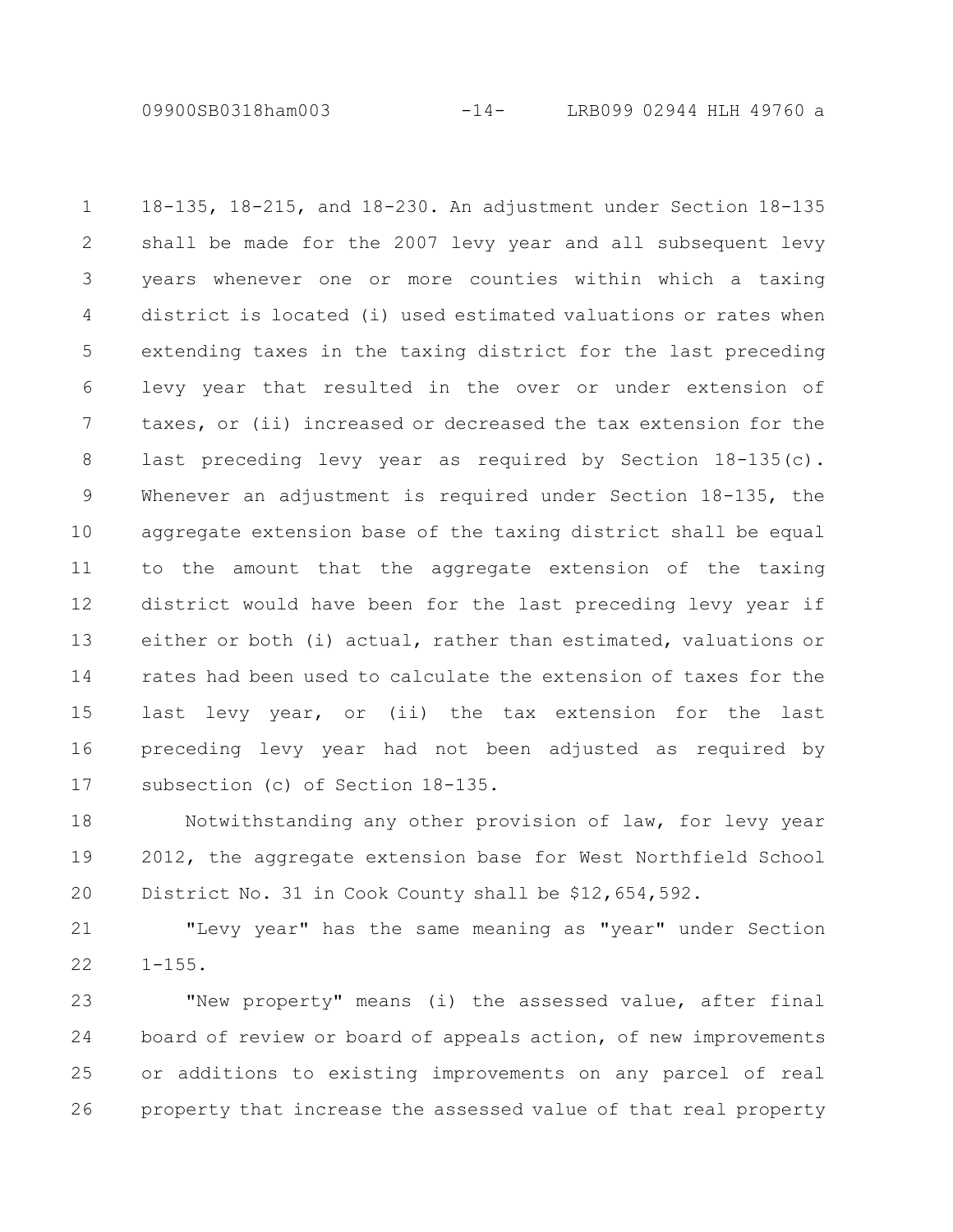18-135, 18-215, and 18-230. An adjustment under Section 18-135 shall be made for the 2007 levy year and all subsequent levy years whenever one or more counties within which a taxing district is located (i) used estimated valuations or rates when extending taxes in the taxing district for the last preceding levy year that resulted in the over or under extension of taxes, or (ii) increased or decreased the tax extension for the last preceding levy year as required by Section 18-135(c). Whenever an adjustment is required under Section 18-135, the aggregate extension base of the taxing district shall be equal to the amount that the aggregate extension of the taxing district would have been for the last preceding levy year if either or both (i) actual, rather than estimated, valuations or rates had been used to calculate the extension of taxes for the last levy year, or (ii) the tax extension for the last preceding levy year had not been adjusted as required by subsection (c) of Section 18-135.

Notwithstanding any other provision of law, for levy year 2012, the aggregate extension base for West Northfield School District No. 31 in Cook County shall be $12,654,592.

"Levy year" has the same meaning as "year" under Section 1-155.

"New property" means (i) the assessed value, after final board of review or board of appeals action, of new improvements or additions to existing improvements on any parcel of real property that increase the assessed value of that real property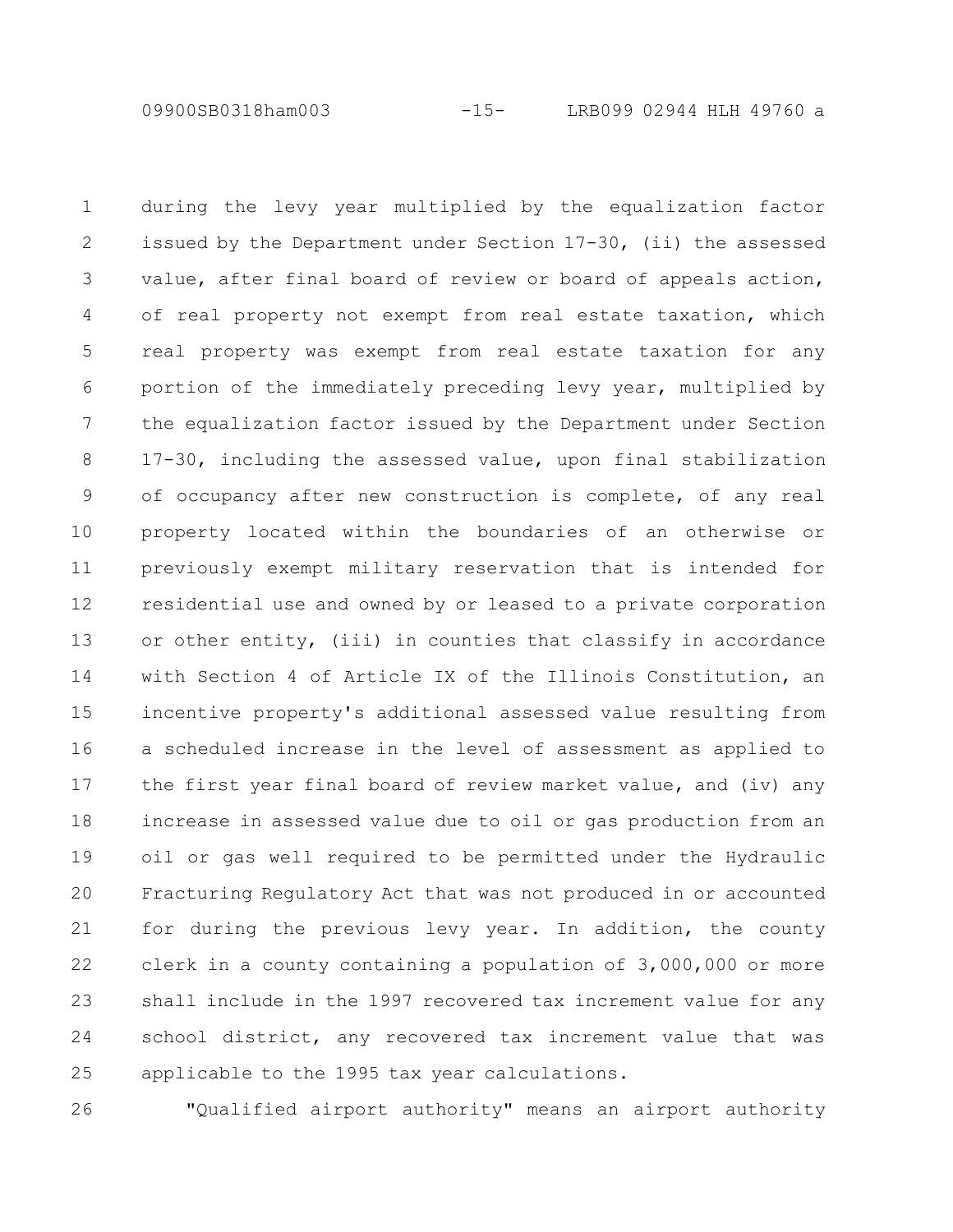during the levy year multiplied by the equalization factor issued by the Department under Section 17-30, (ii) the assessed value, after final board of review or board of appeals action, of real property not exempt from real estate taxation, which real property was exempt from real estate taxation for any portion of the immediately preceding levy year, multiplied by the equalization factor issued by the Department under Section 17-30, including the assessed value, upon final stabilization of occupancy after new construction is complete, of any real property located within the boundaries of an otherwise or previously exempt military reservation that is intended for residential use and owned by or leased to a private corporation or other entity, (iii) in counties that classify in accordance with Section 4 of Article IX of the Illinois Constitution, an incentive property's additional assessed value resulting from a scheduled increase in the level of assessment as applied to the first year final board of review market value, and (iv) any increase in assessed value due to oil or gas production from an oil or gas well required to be permitted under the Hydraulic Fracturing Regulatory Act that was not produced in or accounted for during the previous levy year. In addition, the county clerk in a county containing a population of 3,000,000 or more shall include in the 1997 recovered tax increment value for any school district, any recovered tax increment value that was applicable to the 1995 tax year calculations.

"Qualified airport authority" means an airport authority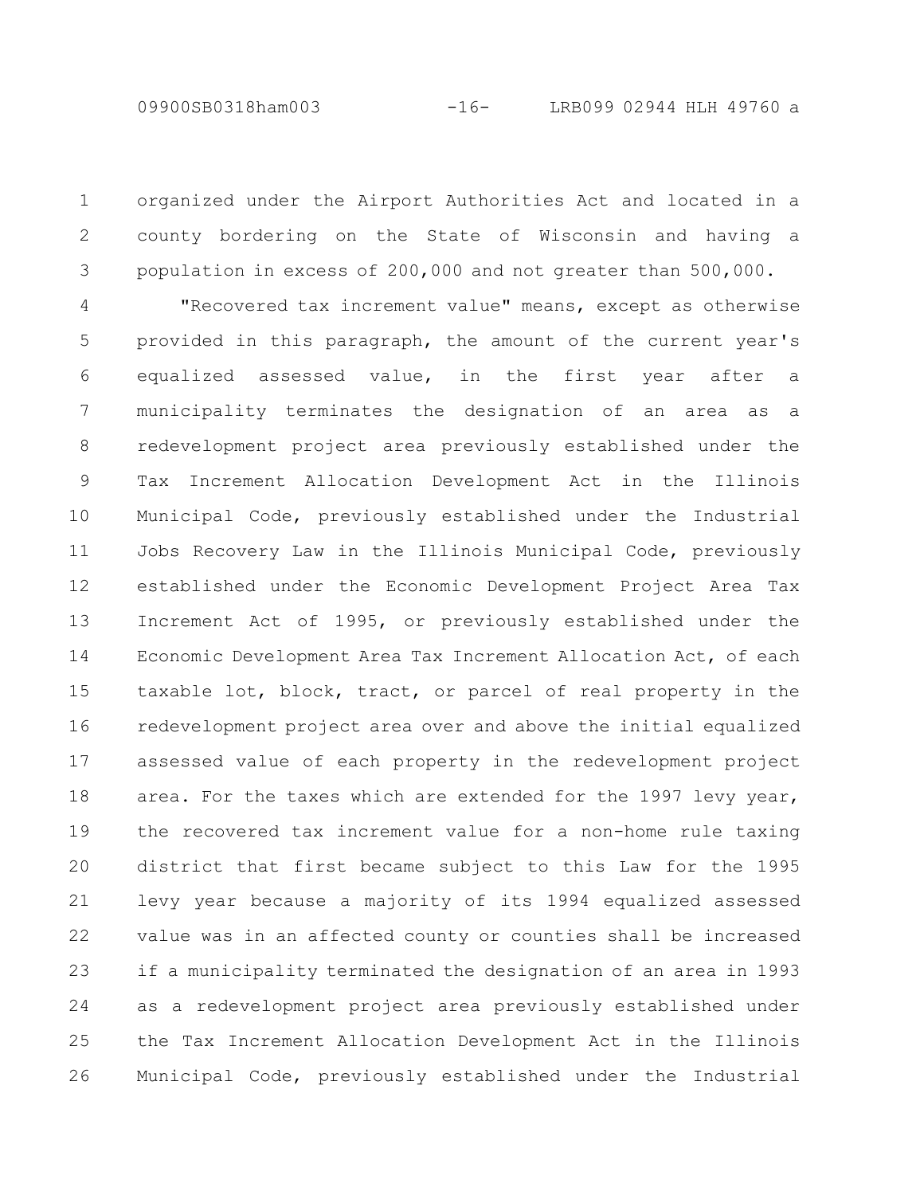organized under the Airport Authorities Act and located in a county bordering on the State of Wisconsin and having a population in excess of 200,000 and not greater than 500,000.

"Recovered tax increment value" means, except as otherwise provided in this paragraph, the amount of the current year's equalized assessed value, in the first year after a municipality terminates the designation of an area as a redevelopment project area previously established under the Tax Increment Allocation Development Act in the Illinois Municipal Code, previously established under the Industrial Jobs Recovery Law in the Illinois Municipal Code, previously established under the Economic Development Project Area Tax Increment Act of 1995, or previously established under the Economic Development Area Tax Increment Allocation Act, of each taxable lot, block, tract, or parcel of real property in the redevelopment project area over and above the initial equalized assessed value of each property in the redevelopment project area. For the taxes which are extended for the 1997 levy year, the recovered tax increment value for a non-home rule taxing district that first became subject to this Law for the 1995 levy year because a majority of its 1994 equalized assessed value was in an affected county or counties shall be increased if a municipality terminated the designation of an area in 1993 as a redevelopment project area previously established under the Tax Increment Allocation Development Act in the Illinois Municipal Code, previously established under the Industrial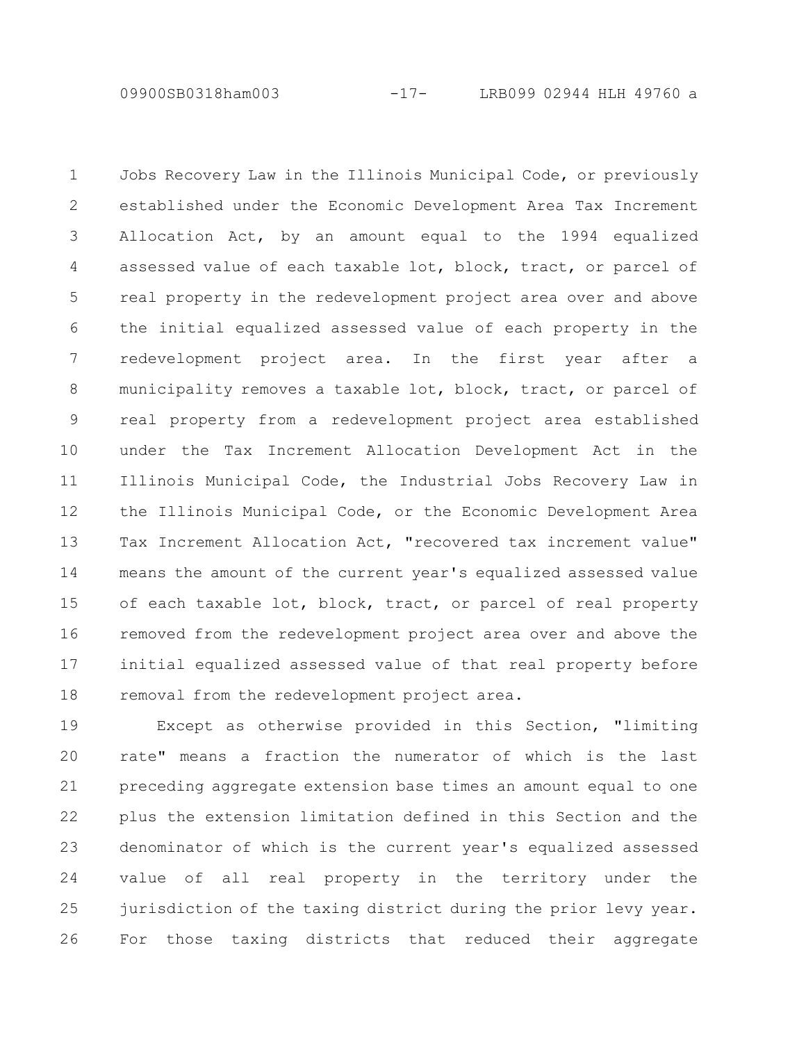Jobs Recovery Law in the Illinois Municipal Code, or previously established under the Economic Development Area Tax Increment Allocation Act, by an amount equal to the 1994 equalized assessed value of each taxable lot, block, tract, or parcel of real property in the redevelopment project area over and above the initial equalized assessed value of each property in the redevelopment project area. In the first year after a municipality removes a taxable lot, block, tract, or parcel of real property from a redevelopment project area established under the Tax Increment Allocation Development Act in the Illinois Municipal Code, the Industrial Jobs Recovery Law in the Illinois Municipal Code, or the Economic Development Area Tax Increment Allocation Act, "recovered tax increment value" means the amount of the current year's equalized assessed value of each taxable lot, block, tract, or parcel of real property removed from the redevelopment project area over and above the initial equalized assessed value of that real property before removal from the redevelopment project area.

Except as otherwise provided in this Section, "limiting rate" means a fraction the numerator of which is the last preceding aggregate extension base times an amount equal to one plus the extension limitation defined in this Section and the denominator of which is the current year's equalized assessed value of all real property in the territory under the jurisdiction of the taxing district during the prior levy year. For those taxing districts that reduced their aggregate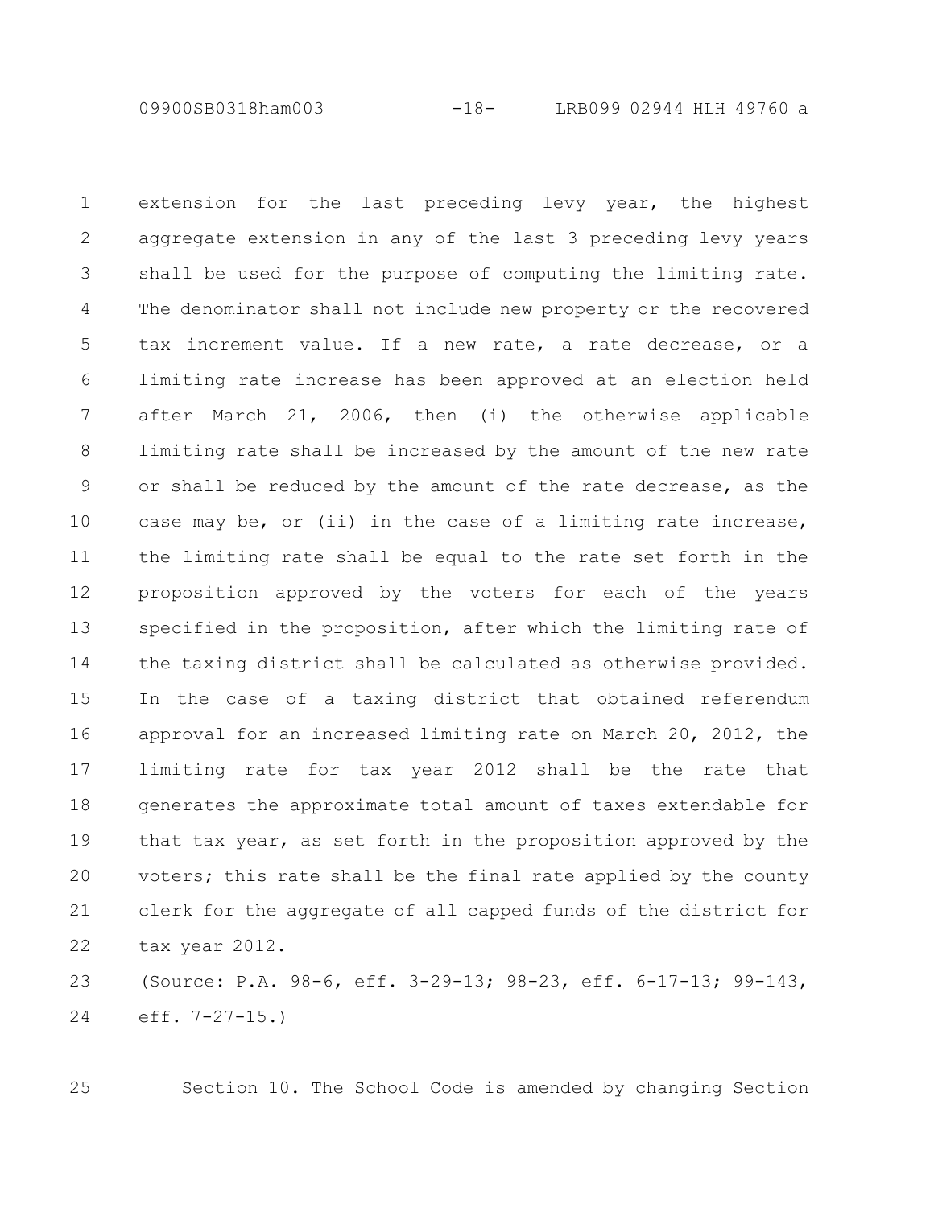extension for the last preceding levy year, the highest aggregate extension in any of the last 3 preceding levy years shall be used for the purpose of computing the limiting rate. The denominator shall not include new property or the recovered tax increment value. If a new rate, a rate decrease, or a limiting rate increase has been approved at an election held after March 21, 2006, then (i) the otherwise applicable limiting rate shall be increased by the amount of the new rate or shall be reduced by the amount of the rate decrease, as the case may be, or (ii) in the case of a limiting rate increase, the limiting rate shall be equal to the rate set forth in the proposition approved by the voters for each of the years specified in the proposition, after which the limiting rate of the taxing district shall be calculated as otherwise provided. In the case of a taxing district that obtained referendum approval for an increased limiting rate on March 20, 2012, the limiting rate for tax year 2012 shall be the rate that generates the approximate total amount of taxes extendable for that tax year, as set forth in the proposition approved by the voters; this rate shall be the final rate applied by the county clerk for the aggregate of all capped funds of the district for tax year 2012.

(Source: P.A. 98-6, eff. 3-29-13; 98-23, eff. 6-17-13; 99-143, eff. 7-27-15.)

Section 10. The School Code is amended by changing Section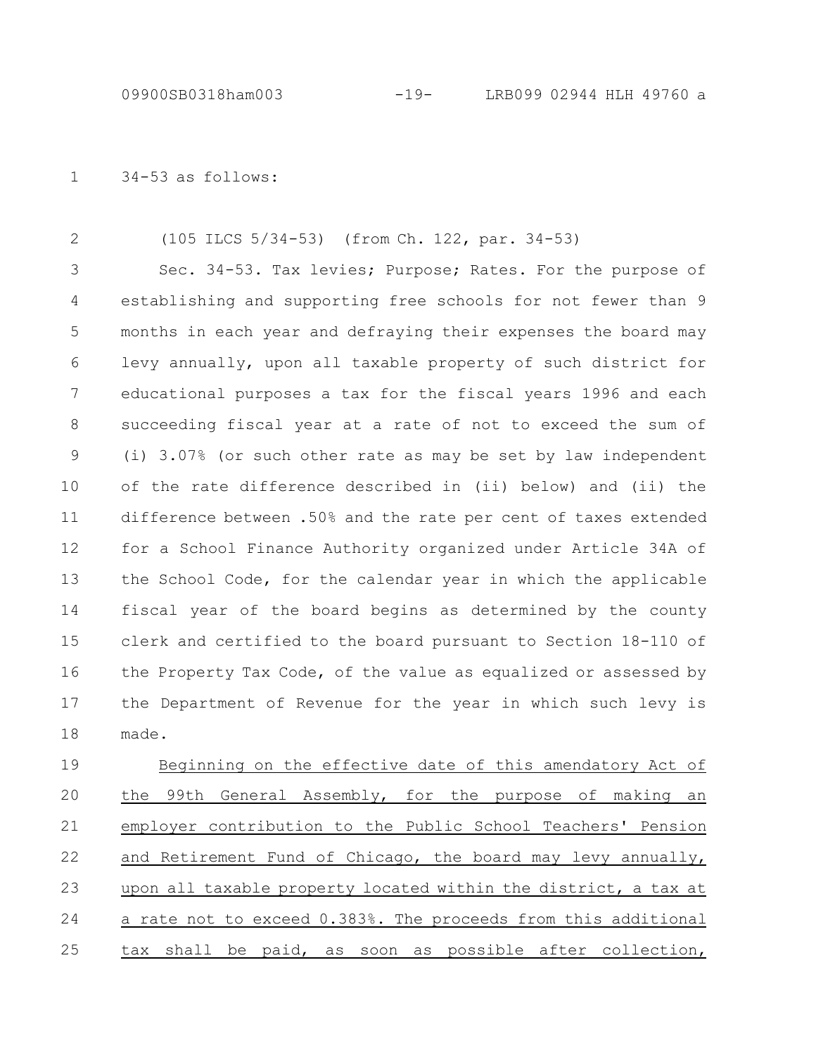34-53 as follows:

(105 ILCS 5/34-53) (from Ch. 122, par. 34-53)

Sec. 34-53. Tax levies; Purpose; Rates. For the purpose of establishing and supporting free schools for not fewer than 9 months in each year and defraying their expenses the board may levy annually, upon all taxable property of such district for educational purposes a tax for the fiscal years 1996 and each succeeding fiscal year at a rate of not to exceed the sum of (i) 3.07% (or such other rate as may be set by law independent of the rate difference described in (ii) below) and (ii) the difference between .50% and the rate per cent of taxes extended for a School Finance Authority organized under Article 34A of the School Code, for the calendar year in which the applicable fiscal year of the board begins as determined by the county clerk and certified to the board pursuant to Section 18-110 of the Property Tax Code, of the value as equalized or assessed by the Department of Revenue for the year in which such levy is made.

<u>Beginning on the effective date of this amendatory Act of the 99th General Assembly, for the purpose of making an employer contribution to the Public School Teachers' Pension and Retirement Fund of Chicago, the board may levy annually, upon all taxable property located within the district, a tax at a rate not to exceed 0.383%. The proceeds from this additional tax shall be paid, as soon as possible after collection,</u>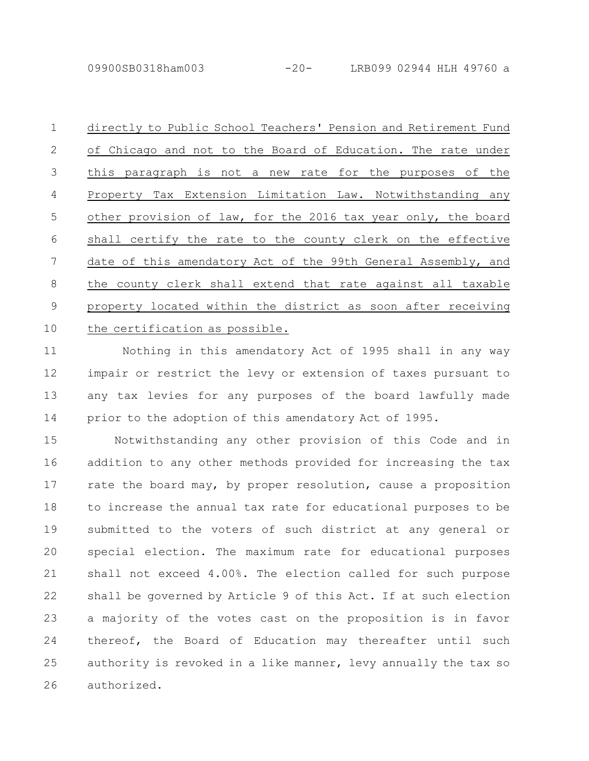directly to Public School Teachers' Pension and Retirement Fund of Chicago and not to the Board of Education. The rate under this paragraph is not a new rate for the purposes of the Property Tax Extension Limitation Law. Notwithstanding any other provision of law, for the 2016 tax year only, the board shall certify the rate to the county clerk on the effective date of this amendatory Act of the 99th General Assembly, and the county clerk shall extend that rate against all taxable property located within the district as soon after receiving the certification as possible.

Nothing in this amendatory Act of 1995 shall in any way impair or restrict the levy or extension of taxes pursuant to any tax levies for any purposes of the board lawfully made prior to the adoption of this amendatory Act of 1995.

Notwithstanding any other provision of this Code and in addition to any other methods provided for increasing the tax rate the board may, by proper resolution, cause a proposition to increase the annual tax rate for educational purposes to be submitted to the voters of such district at any general or special election. The maximum rate for educational purposes shall not exceed 4.00%. The election called for such purpose shall be governed by Article 9 of this Act. If at such election a majority of the votes cast on the proposition is in favor thereof, the Board of Education may thereafter until such authority is revoked in a like manner, levy annually the tax so authorized.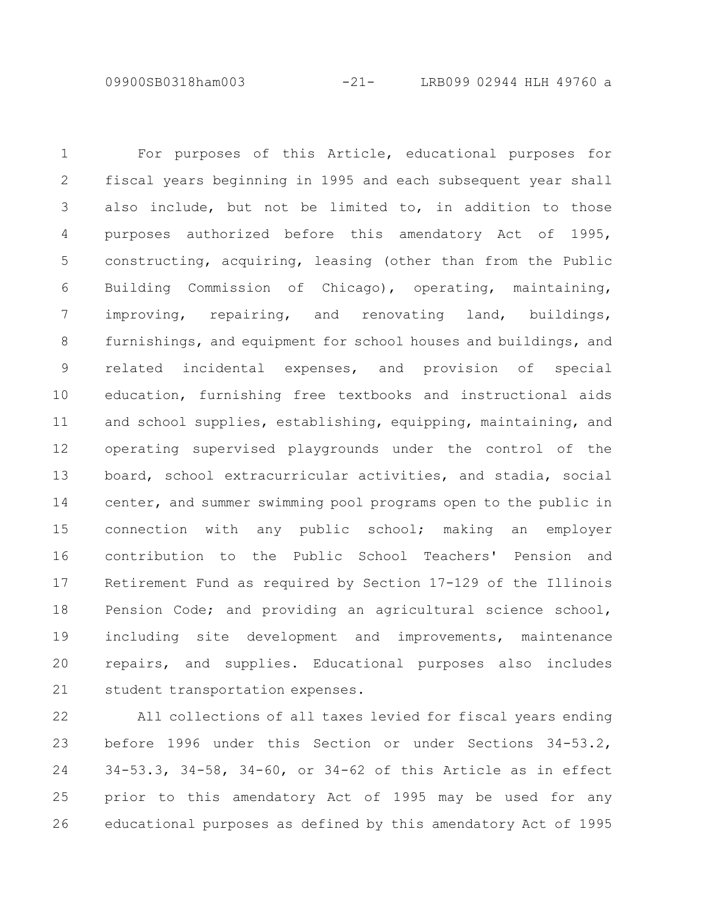For purposes of this Article, educational purposes for fiscal years beginning in 1995 and each subsequent year shall also include, but not be limited to, in addition to those purposes authorized before this amendatory Act of 1995, constructing, acquiring, leasing (other than from the Public Building Commission of Chicago), operating, maintaining, improving, repairing, and renovating land, buildings, furnishings, and equipment for school houses and buildings, and related incidental expenses, and provision of special education, furnishing free textbooks and instructional aids and school supplies, establishing, equipping, maintaining, and operating supervised playgrounds under the control of the board, school extracurricular activities, and stadia, social center, and summer swimming pool programs open to the public in connection with any public school; making an employer contribution to the Public School Teachers' Pension and Retirement Fund as required by Section 17-129 of the Illinois Pension Code; and providing an agricultural science school, including site development and improvements, maintenance repairs, and supplies. Educational purposes also includes student transportation expenses.

All collections of all taxes levied for fiscal years ending before 1996 under this Section or under Sections 34-53.2, 34-53.3, 34-58, 34-60, or 34-62 of this Article as in effect prior to this amendatory Act of 1995 may be used for any educational purposes as defined by this amendatory Act of 1995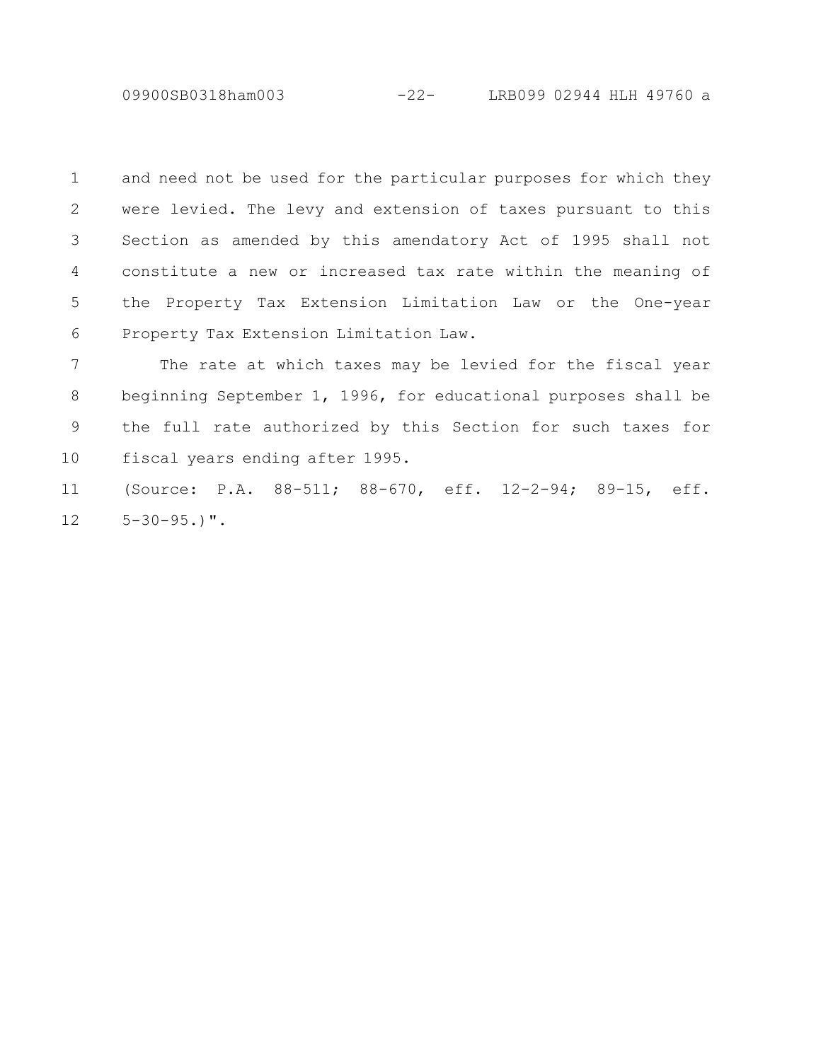and need not be used for the particular purposes for which they were levied. The levy and extension of taxes pursuant to this Section as amended by this amendatory Act of 1995 shall not constitute a new or increased tax rate within the meaning of the Property Tax Extension Limitation Law or the One-year Property Tax Extension Limitation Law.

The rate at which taxes may be levied for the fiscal year beginning September 1, 1996, for educational purposes shall be the full rate authorized by this Section for such taxes for fiscal years ending after 1995.

(Source: P.A. 88-511; 88-670, eff. 12-2-94; 89-15, eff. 5-30-95.)".